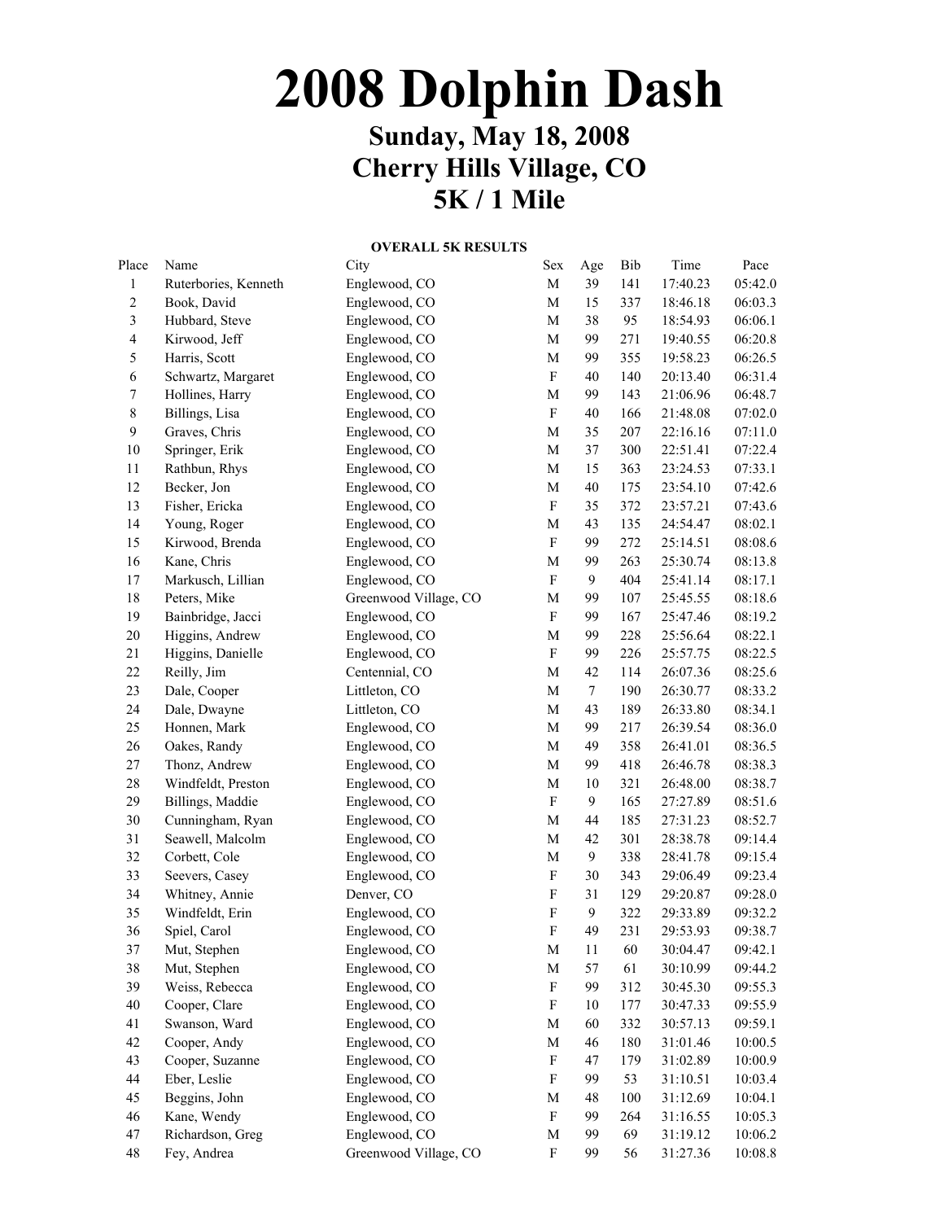# 2008 Dolphin Dash

## Sunday, May 18, 2008
## Cherry Hills Village, CO
## 5K / 1 Mile

**OVERALL 5K RESULTS**

| Place | Name | City | Sex | Age | Bib | Time | Pace |
|---|---|---|---|---|---|---|---|
| 1 | Ruterbories, Kenneth | Englewood, CO | M | 39 | 141 | 17:40.23 | 05:42.0 |
| 2 | Book, David | Englewood, CO | M | 15 | 337 | 18:46.18 | 06:03.3 |
| 3 | Hubbard, Steve | Englewood, CO | M | 38 | 95 | 18:54.93 | 06:06.1 |
| 4 | Kirwood, Jeff | Englewood, CO | M | 99 | 271 | 19:40.55 | 06:20.8 |
| 5 | Harris, Scott | Englewood, CO | M | 99 | 355 | 19:58.23 | 06:26.5 |
| 6 | Schwartz, Margaret | Englewood, CO | F | 40 | 140 | 20:13.40 | 06:31.4 |
| 7 | Hollines, Harry | Englewood, CO | M | 99 | 143 | 21:06.96 | 06:48.7 |
| 8 | Billings, Lisa | Englewood, CO | F | 40 | 166 | 21:48.08 | 07:02.0 |
| 9 | Graves, Chris | Englewood, CO | M | 35 | 207 | 22:16.16 | 07:11.0 |
| 10 | Springer, Erik | Englewood, CO | M | 37 | 300 | 22:51.41 | 07:22.4 |
| 11 | Rathbun, Rhys | Englewood, CO | M | 15 | 363 | 23:24.53 | 07:33.1 |
| 12 | Becker, Jon | Englewood, CO | M | 40 | 175 | 23:54.10 | 07:42.6 |
| 13 | Fisher, Ericka | Englewood, CO | F | 35 | 372 | 23:57.21 | 07:43.6 |
| 14 | Young, Roger | Englewood, CO | M | 43 | 135 | 24:54.47 | 08:02.1 |
| 15 | Kirwood, Brenda | Englewood, CO | F | 99 | 272 | 25:14.51 | 08:08.6 |
| 16 | Kane, Chris | Englewood, CO | M | 99 | 263 | 25:30.74 | 08:13.8 |
| 17 | Markusch, Lillian | Englewood, CO | F | 9 | 404 | 25:41.14 | 08:17.1 |
| 18 | Peters, Mike | Greenwood Village, CO | M | 99 | 107 | 25:45.55 | 08:18.6 |
| 19 | Bainbridge, Jacci | Englewood, CO | F | 99 | 167 | 25:47.46 | 08:19.2 |
| 20 | Higgins, Andrew | Englewood, CO | M | 99 | 228 | 25:56.64 | 08:22.1 |
| 21 | Higgins, Danielle | Englewood, CO | F | 99 | 226 | 25:57.75 | 08:22.5 |
| 22 | Reilly, Jim | Centennial, CO | M | 42 | 114 | 26:07.36 | 08:25.6 |
| 23 | Dale, Cooper | Littleton, CO | M | 7 | 190 | 26:30.77 | 08:33.2 |
| 24 | Dale, Dwayne | Littleton, CO | M | 43 | 189 | 26:33.80 | 08:34.1 |
| 25 | Honnen, Mark | Englewood, CO | M | 99 | 217 | 26:39.54 | 08:36.0 |
| 26 | Oakes, Randy | Englewood, CO | M | 49 | 358 | 26:41.01 | 08:36.5 |
| 27 | Thonz, Andrew | Englewood, CO | M | 99 | 418 | 26:46.78 | 08:38.3 |
| 28 | Windfeldt, Preston | Englewood, CO | M | 10 | 321 | 26:48.00 | 08:38.7 |
| 29 | Billings, Maddie | Englewood, CO | F | 9 | 165 | 27:27.89 | 08:51.6 |
| 30 | Cunningham, Ryan | Englewood, CO | M | 44 | 185 | 27:31.23 | 08:52.7 |
| 31 | Seawell, Malcolm | Englewood, CO | M | 42 | 301 | 28:38.78 | 09:14.4 |
| 32 | Corbett, Cole | Englewood, CO | M | 9 | 338 | 28:41.78 | 09:15.4 |
| 33 | Seevers, Casey | Englewood, CO | F | 30 | 343 | 29:06.49 | 09:23.4 |
| 34 | Whitney, Annie | Denver, CO | F | 31 | 129 | 29:20.87 | 09:28.0 |
| 35 | Windfeldt, Erin | Englewood, CO | F | 9 | 322 | 29:33.89 | 09:32.2 |
| 36 | Spiel, Carol | Englewood, CO | F | 49 | 231 | 29:53.93 | 09:38.7 |
| 37 | Mut, Stephen | Englewood, CO | M | 11 | 60 | 30:04.47 | 09:42.1 |
| 38 | Mut, Stephen | Englewood, CO | M | 57 | 61 | 30:10.99 | 09:44.2 |
| 39 | Weiss, Rebecca | Englewood, CO | F | 99 | 312 | 30:45.30 | 09:55.3 |
| 40 | Cooper, Clare | Englewood, CO | F | 10 | 177 | 30:47.33 | 09:55.9 |
| 41 | Swanson, Ward | Englewood, CO | M | 60 | 332 | 30:57.13 | 09:59.1 |
| 42 | Cooper, Andy | Englewood, CO | M | 46 | 180 | 31:01.46 | 10:00.5 |
| 43 | Cooper, Suzanne | Englewood, CO | F | 47 | 179 | 31:02.89 | 10:00.9 |
| 44 | Eber, Leslie | Englewood, CO | F | 99 | 53 | 31:10.51 | 10:03.4 |
| 45 | Beggins, John | Englewood, CO | M | 48 | 100 | 31:12.69 | 10:04.1 |
| 46 | Kane, Wendy | Englewood, CO | F | 99 | 264 | 31:16.55 | 10:05.3 |
| 47 | Richardson, Greg | Englewood, CO | M | 99 | 69 | 31:19.12 | 10:06.2 |
| 48 | Fey, Andrea | Greenwood Village, CO | F | 99 | 56 | 31:27.36 | 10:08.8 |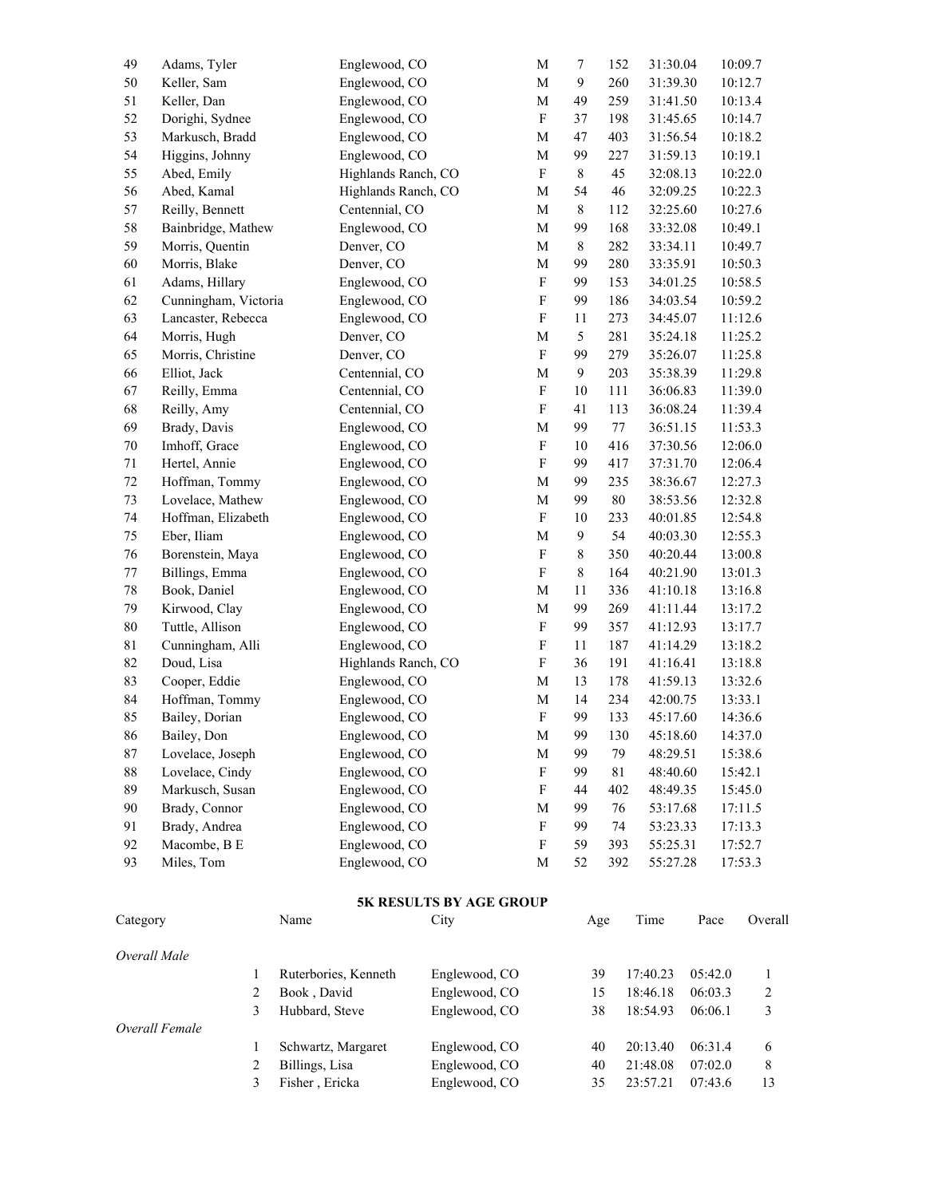| | | | | | | | |
|---|---|---|---|---|---|---|---|
| 49 | Adams, Tyler | Englewood, CO | M | 7 | 152 | 31:30.04 | 10:09.7 |
| 50 | Keller, Sam | Englewood, CO | M | 9 | 260 | 31:39.30 | 10:12.7 |
| 51 | Keller, Dan | Englewood, CO | M | 49 | 259 | 31:41.50 | 10:13.4 |
| 52 | Dorighi, Sydnee | Englewood, CO | F | 37 | 198 | 31:45.65 | 10:14.7 |
| 53 | Markusch, Bradd | Englewood, CO | M | 47 | 403 | 31:56.54 | 10:18.2 |
| 54 | Higgins, Johnny | Englewood, CO | M | 99 | 227 | 31:59.13 | 10:19.1 |
| 55 | Abed, Emily | Highlands Ranch, CO | F | 8 | 45 | 32:08.13 | 10:22.0 |
| 56 | Abed, Kamal | Highlands Ranch, CO | M | 54 | 46 | 32:09.25 | 10:22.3 |
| 57 | Reilly, Bennett | Centennial, CO | M | 8 | 112 | 32:25.60 | 10:27.6 |
| 58 | Bainbridge, Mathew | Englewood, CO | M | 99 | 168 | 33:32.08 | 10:49.1 |
| 59 | Morris, Quentin | Denver, CO | M | 8 | 282 | 33:34.11 | 10:49.7 |
| 60 | Morris, Blake | Denver, CO | M | 99 | 280 | 33:35.91 | 10:50.3 |
| 61 | Adams, Hillary | Englewood, CO | F | 99 | 153 | 34:01.25 | 10:58.5 |
| 62 | Cunningham, Victoria | Englewood, CO | F | 99 | 186 | 34:03.54 | 10:59.2 |
| 63 | Lancaster, Rebecca | Englewood, CO | F | 11 | 273 | 34:45.07 | 11:12.6 |
| 64 | Morris, Hugh | Denver, CO | M | 5 | 281 | 35:24.18 | 11:25.2 |
| 65 | Morris, Christine | Denver, CO | F | 99 | 279 | 35:26.07 | 11:25.8 |
| 66 | Elliot, Jack | Centennial, CO | M | 9 | 203 | 35:38.39 | 11:29.8 |
| 67 | Reilly, Emma | Centennial, CO | F | 10 | 111 | 36:06.83 | 11:39.0 |
| 68 | Reilly, Amy | Centennial, CO | F | 41 | 113 | 36:08.24 | 11:39.4 |
| 69 | Brady, Davis | Englewood, CO | M | 99 | 77 | 36:51.15 | 11:53.3 |
| 70 | Imhoff, Grace | Englewood, CO | F | 10 | 416 | 37:30.56 | 12:06.0 |
| 71 | Hertel, Annie | Englewood, CO | F | 99 | 417 | 37:31.70 | 12:06.4 |
| 72 | Hoffman, Tommy | Englewood, CO | M | 99 | 235 | 38:36.67 | 12:27.3 |
| 73 | Lovelace, Mathew | Englewood, CO | M | 99 | 80 | 38:53.56 | 12:32.8 |
| 74 | Hoffman, Elizabeth | Englewood, CO | F | 10 | 233 | 40:01.85 | 12:54.8 |
| 75 | Eber, Iliam | Englewood, CO | M | 9 | 54 | 40:03.30 | 12:55.3 |
| 76 | Borenstein, Maya | Englewood, CO | F | 8 | 350 | 40:20.44 | 13:00.8 |
| 77 | Billings, Emma | Englewood, CO | F | 8 | 164 | 40:21.90 | 13:01.3 |
| 78 | Book, Daniel | Englewood, CO | M | 11 | 336 | 41:10.18 | 13:16.8 |
| 79 | Kirwood, Clay | Englewood, CO | M | 99 | 269 | 41:11.44 | 13:17.2 |
| 80 | Tuttle, Allison | Englewood, CO | F | 99 | 357 | 41:12.93 | 13:17.7 |
| 81 | Cunningham, Alli | Englewood, CO | F | 11 | 187 | 41:14.29 | 13:18.2 |
| 82 | Doud, Lisa | Highlands Ranch, CO | F | 36 | 191 | 41:16.41 | 13:18.8 |
| 83 | Cooper, Eddie | Englewood, CO | M | 13 | 178 | 41:59.13 | 13:32.6 |
| 84 | Hoffman, Tommy | Englewood, CO | M | 14 | 234 | 42:00.75 | 13:33.1 |
| 85 | Bailey, Dorian | Englewood, CO | F | 99 | 133 | 45:17.60 | 14:36.6 |
| 86 | Bailey, Don | Englewood, CO | M | 99 | 130 | 45:18.60 | 14:37.0 |
| 87 | Lovelace, Joseph | Englewood, CO | M | 99 | 79 | 48:29.51 | 15:38.6 |
| 88 | Lovelace, Cindy | Englewood, CO | F | 99 | 81 | 48:40.60 | 15:42.1 |
| 89 | Markusch, Susan | Englewood, CO | F | 44 | 402 | 48:49.35 | 15:45.0 |
| 90 | Brady, Connor | Englewood, CO | M | 99 | 76 | 53:17.68 | 17:11.5 |
| 91 | Brady, Andrea | Englewood, CO | F | 99 | 74 | 53:23.33 | 17:13.3 |
| 92 | Macombe, B E | Englewood, CO | F | 59 | 393 | 55:25.31 | 17:52.7 |
| 93 | Miles, Tom | Englewood, CO | M | 52 | 392 | 55:27.28 | 17:53.3 |

**5K RESULTS BY AGE GROUP**

| Category | | Name | City | Age | Time | Pace | Overall |
|---|---|---|---|---|---|---|---|
| *Overall Male* | | | | | | | |
| | 1 | Ruterbories, Kenneth | Englewood, CO | 39 | 17:40.23 | 05:42.0 | 1 |
| | 2 | Book , David | Englewood, CO | 15 | 18:46.18 | 06:03.3 | 2 |
| | 3 | Hubbard, Steve | Englewood, CO | 38 | 18:54.93 | 06:06.1 | 3 |
| *Overall Female* | | | | | | | |
| | 1 | Schwartz, Margaret | Englewood, CO | 40 | 20:13.40 | 06:31.4 | 6 |
| | 2 | Billings, Lisa | Englewood, CO | 40 | 21:48.08 | 07:02.0 | 8 |
| | 3 | Fisher , Ericka | Englewood, CO | 35 | 23:57.21 | 07:43.6 | 13 |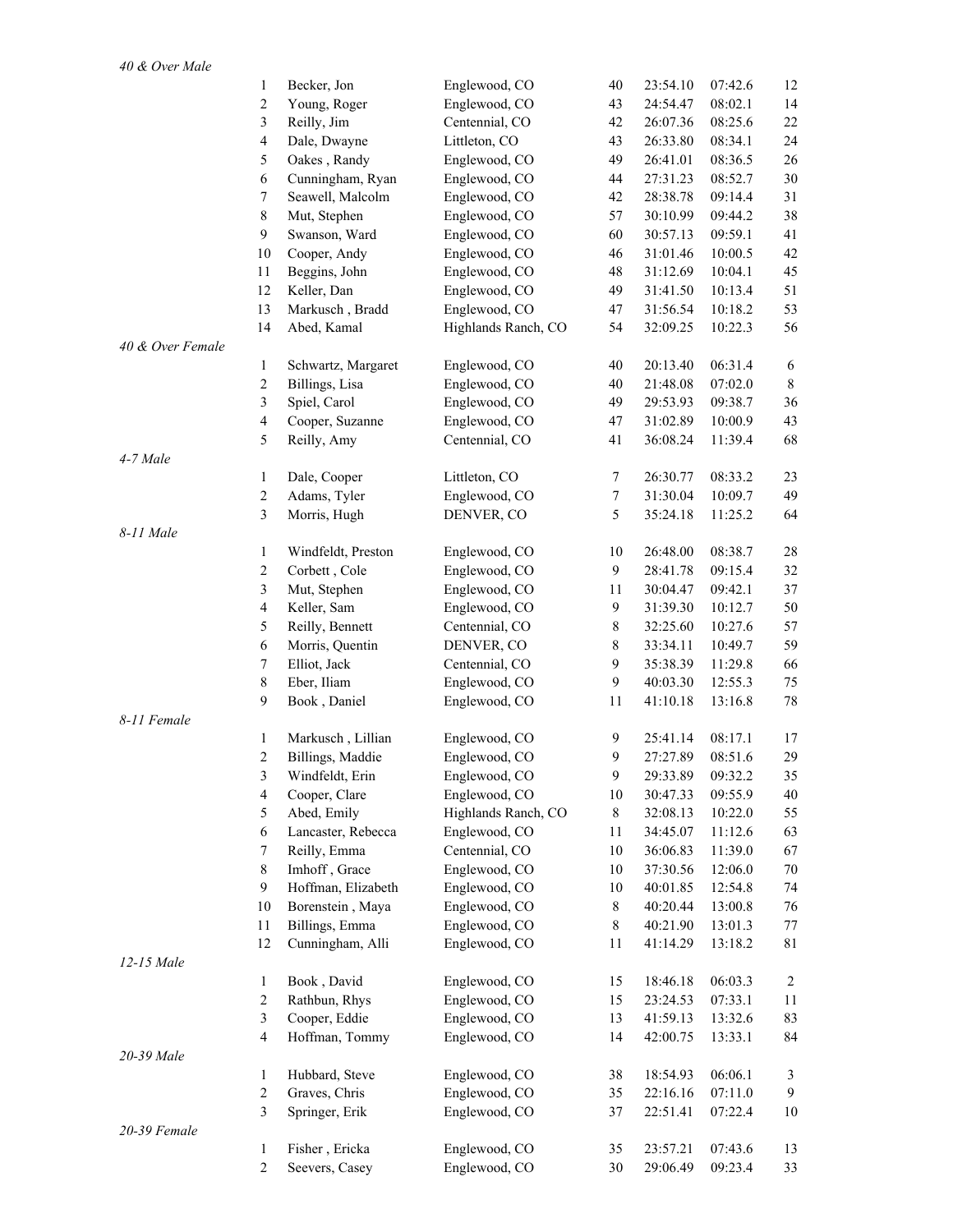*40 & Over Male*

| | | | | | | |
|---|---|---|---|---|---|---|
| 1 | Becker, Jon | Englewood, CO | 40 | 23:54.10 | 07:42.6 | 12 |
| 2 | Young, Roger | Englewood, CO | 43 | 24:54.47 | 08:02.1 | 14 |
| 3 | Reilly, Jim | Centennial, CO | 42 | 26:07.36 | 08:25.6 | 22 |
| 4 | Dale, Dwayne | Littleton, CO | 43 | 26:33.80 | 08:34.1 | 24 |
| 5 | Oakes , Randy | Englewood, CO | 49 | 26:41.01 | 08:36.5 | 26 |
| 6 | Cunningham, Ryan | Englewood, CO | 44 | 27:31.23 | 08:52.7 | 30 |
| 7 | Seawell, Malcolm | Englewood, CO | 42 | 28:38.78 | 09:14.4 | 31 |
| 8 | Mut, Stephen | Englewood, CO | 57 | 30:10.99 | 09:44.2 | 38 |
| 9 | Swanson, Ward | Englewood, CO | 60 | 30:57.13 | 09:59.1 | 41 |
| 10 | Cooper, Andy | Englewood, CO | 46 | 31:01.46 | 10:00.5 | 42 |
| 11 | Beggins, John | Englewood, CO | 48 | 31:12.69 | 10:04.1 | 45 |
| 12 | Keller, Dan | Englewood, CO | 49 | 31:41.50 | 10:13.4 | 51 |
| 13 | Markusch , Bradd | Englewood, CO | 47 | 31:56.54 | 10:18.2 | 53 |
| 14 | Abed, Kamal | Highlands Ranch, CO | 54 | 32:09.25 | 10:22.3 | 56 |

*40 & Over Female*

| | | | | | | |
|---|---|---|---|---|---|---|
| 1 | Schwartz, Margaret | Englewood, CO | 40 | 20:13.40 | 06:31.4 | 6 |
| 2 | Billings, Lisa | Englewood, CO | 40 | 21:48.08 | 07:02.0 | 8 |
| 3 | Spiel, Carol | Englewood, CO | 49 | 29:53.93 | 09:38.7 | 36 |
| 4 | Cooper, Suzanne | Englewood, CO | 47 | 31:02.89 | 10:00.9 | 43 |
| 5 | Reilly, Amy | Centennial, CO | 41 | 36:08.24 | 11:39.4 | 68 |

*4-7 Male*

| | | | | | | |
|---|---|---|---|---|---|---|
| 1 | Dale, Cooper | Littleton, CO | 7 | 26:30.77 | 08:33.2 | 23 |
| 2 | Adams, Tyler | Englewood, CO | 7 | 31:30.04 | 10:09.7 | 49 |
| 3 | Morris, Hugh | DENVER, CO | 5 | 35:24.18 | 11:25.2 | 64 |

*8-11 Male*

| | | | | | | |
|---|---|---|---|---|---|---|
| 1 | Windfeldt, Preston | Englewood, CO | 10 | 26:48.00 | 08:38.7 | 28 |
| 2 | Corbett , Cole | Englewood, CO | 9 | 28:41.78 | 09:15.4 | 32 |
| 3 | Mut, Stephen | Englewood, CO | 11 | 30:04.47 | 09:42.1 | 37 |
| 4 | Keller, Sam | Englewood, CO | 9 | 31:39.30 | 10:12.7 | 50 |
| 5 | Reilly, Bennett | Centennial, CO | 8 | 32:25.60 | 10:27.6 | 57 |
| 6 | Morris, Quentin | DENVER, CO | 8 | 33:34.11 | 10:49.7 | 59 |
| 7 | Elliot, Jack | Centennial, CO | 9 | 35:38.39 | 11:29.8 | 66 |
| 8 | Eber, Iliam | Englewood, CO | 9 | 40:03.30 | 12:55.3 | 75 |
| 9 | Book , Daniel | Englewood, CO | 11 | 41:10.18 | 13:16.8 | 78 |

*8-11 Female*

| | | | | | | |
|---|---|---|---|---|---|---|
| 1 | Markusch , Lillian | Englewood, CO | 9 | 25:41.14 | 08:17.1 | 17 |
| 2 | Billings, Maddie | Englewood, CO | 9 | 27:27.89 | 08:51.6 | 29 |
| 3 | Windfeldt, Erin | Englewood, CO | 9 | 29:33.89 | 09:32.2 | 35 |
| 4 | Cooper, Clare | Englewood, CO | 10 | 30:47.33 | 09:55.9 | 40 |
| 5 | Abed, Emily | Highlands Ranch, CO | 8 | 32:08.13 | 10:22.0 | 55 |
| 6 | Lancaster, Rebecca | Englewood, CO | 11 | 34:45.07 | 11:12.6 | 63 |
| 7 | Reilly, Emma | Centennial, CO | 10 | 36:06.83 | 11:39.0 | 67 |
| 8 | Imhoff , Grace | Englewood, CO | 10 | 37:30.56 | 12:06.0 | 70 |
| 9 | Hoffman, Elizabeth | Englewood, CO | 10 | 40:01.85 | 12:54.8 | 74 |
| 10 | Borenstein , Maya | Englewood, CO | 8 | 40:20.44 | 13:00.8 | 76 |
| 11 | Billings, Emma | Englewood, CO | 8 | 40:21.90 | 13:01.3 | 77 |
| 12 | Cunningham, Alli | Englewood, CO | 11 | 41:14.29 | 13:18.2 | 81 |

*12-15 Male*

| | | | | | | |
|---|---|---|---|---|---|---|
| 1 | Book , David | Englewood, CO | 15 | 18:46.18 | 06:03.3 | 2 |
| 2 | Rathbun, Rhys | Englewood, CO | 15 | 23:24.53 | 07:33.1 | 11 |
| 3 | Cooper, Eddie | Englewood, CO | 13 | 41:59.13 | 13:32.6 | 83 |
| 4 | Hoffman, Tommy | Englewood, CO | 14 | 42:00.75 | 13:33.1 | 84 |

*20-39 Male*

| | | | | | | |
|---|---|---|---|---|---|---|
| 1 | Hubbard, Steve | Englewood, CO | 38 | 18:54.93 | 06:06.1 | 3 |
| 2 | Graves, Chris | Englewood, CO | 35 | 22:16.16 | 07:11.0 | 9 |
| 3 | Springer, Erik | Englewood, CO | 37 | 22:51.41 | 07:22.4 | 10 |

*20-39 Female*

| | | | | | | |
|---|---|---|---|---|---|---|
| 1 | Fisher , Ericka | Englewood, CO | 35 | 23:57.21 | 07:43.6 | 13 |
| 2 | Seevers, Casey | Englewood, CO | 30 | 29:06.49 | 09:23.4 | 33 |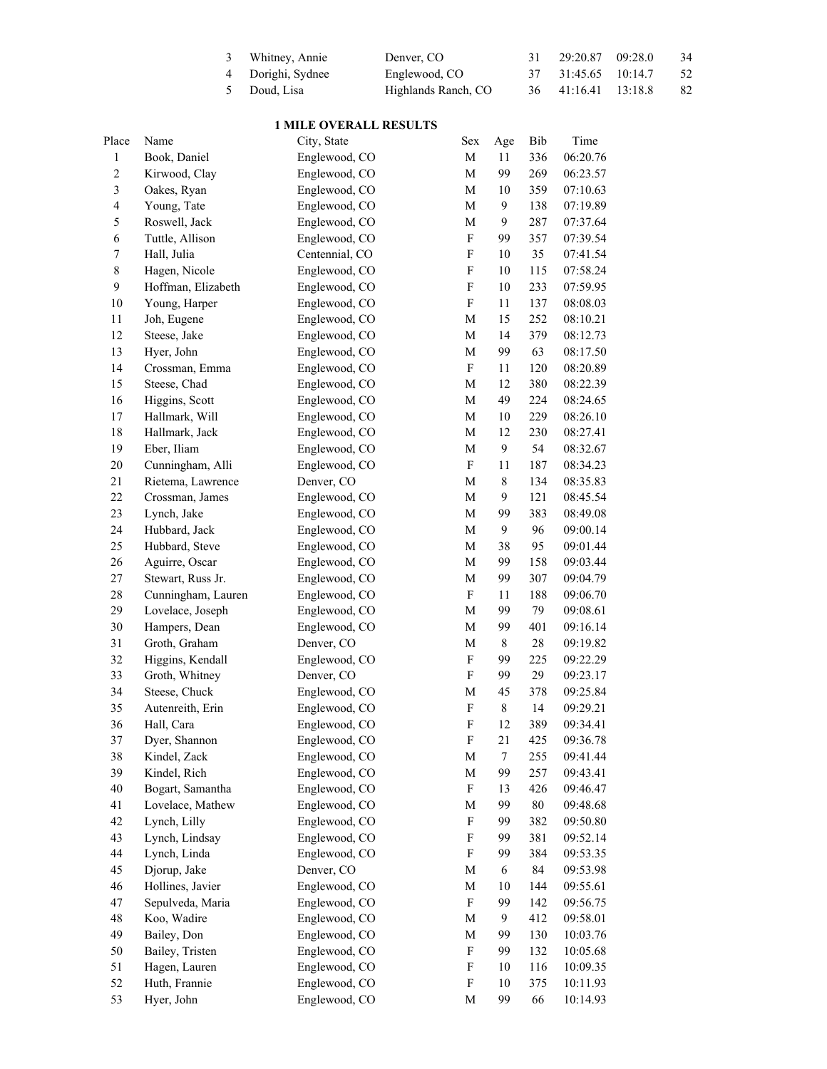| | | | | | | |
|---|---|---|---|---|---|---|
| 3 | Whitney, Annie | Denver, CO | 31 | 29:20.87 | 09:28.0 | 34 |
| 4 | Dorighi, Sydnee | Englewood, CO | 37 | 31:45.65 | 10:14.7 | 52 |
| 5 | Doud, Lisa | Highlands Ranch, CO | 36 | 41:16.41 | 13:18.8 | 82 |

**1 MILE OVERALL RESULTS**

| Place | Name | City, State | Sex | Age | Bib | Time |
|---|---|---|---|---|---|---|
| 1 | Book, Daniel | Englewood, CO | M | 11 | 336 | 06:20.76 |
| 2 | Kirwood, Clay | Englewood, CO | M | 99 | 269 | 06:23.57 |
| 3 | Oakes, Ryan | Englewood, CO | M | 10 | 359 | 07:10.63 |
| 4 | Young, Tate | Englewood, CO | M | 9 | 138 | 07:19.89 |
| 5 | Roswell, Jack | Englewood, CO | M | 9 | 287 | 07:37.64 |
| 6 | Tuttle, Allison | Englewood, CO | F | 99 | 357 | 07:39.54 |
| 7 | Hall, Julia | Centennial, CO | F | 10 | 35 | 07:41.54 |
| 8 | Hagen, Nicole | Englewood, CO | F | 10 | 115 | 07:58.24 |
| 9 | Hoffman, Elizabeth | Englewood, CO | F | 10 | 233 | 07:59.95 |
| 10 | Young, Harper | Englewood, CO | F | 11 | 137 | 08:08.03 |
| 11 | Joh, Eugene | Englewood, CO | M | 15 | 252 | 08:10.21 |
| 12 | Steese, Jake | Englewood, CO | M | 14 | 379 | 08:12.73 |
| 13 | Hyer, John | Englewood, CO | M | 99 | 63 | 08:17.50 |
| 14 | Crossman, Emma | Englewood, CO | F | 11 | 120 | 08:20.89 |
| 15 | Steese, Chad | Englewood, CO | M | 12 | 380 | 08:22.39 |
| 16 | Higgins, Scott | Englewood, CO | M | 49 | 224 | 08:24.65 |
| 17 | Hallmark, Will | Englewood, CO | M | 10 | 229 | 08:26.10 |
| 18 | Hallmark, Jack | Englewood, CO | M | 12 | 230 | 08:27.41 |
| 19 | Eber, Iliam | Englewood, CO | M | 9 | 54 | 08:32.67 |
| 20 | Cunningham, Alli | Englewood, CO | F | 11 | 187 | 08:34.23 |
| 21 | Rietema, Lawrence | Denver, CO | M | 8 | 134 | 08:35.83 |
| 22 | Crossman, James | Englewood, CO | M | 9 | 121 | 08:45.54 |
| 23 | Lynch, Jake | Englewood, CO | M | 99 | 383 | 08:49.08 |
| 24 | Hubbard, Jack | Englewood, CO | M | 9 | 96 | 09:00.14 |
| 25 | Hubbard, Steve | Englewood, CO | M | 38 | 95 | 09:01.44 |
| 26 | Aguirre, Oscar | Englewood, CO | M | 99 | 158 | 09:03.44 |
| 27 | Stewart, Russ Jr. | Englewood, CO | M | 99 | 307 | 09:04.79 |
| 28 | Cunningham, Lauren | Englewood, CO | F | 11 | 188 | 09:06.70 |
| 29 | Lovelace, Joseph | Englewood, CO | M | 99 | 79 | 09:08.61 |
| 30 | Hampers, Dean | Englewood, CO | M | 99 | 401 | 09:16.14 |
| 31 | Groth, Graham | Denver, CO | M | 8 | 28 | 09:19.82 |
| 32 | Higgins, Kendall | Englewood, CO | F | 99 | 225 | 09:22.29 |
| 33 | Groth, Whitney | Denver, CO | F | 99 | 29 | 09:23.17 |
| 34 | Steese, Chuck | Englewood, CO | M | 45 | 378 | 09:25.84 |
| 35 | Autenreith, Erin | Englewood, CO | F | 8 | 14 | 09:29.21 |
| 36 | Hall, Cara | Englewood, CO | F | 12 | 389 | 09:34.41 |
| 37 | Dyer, Shannon | Englewood, CO | F | 21 | 425 | 09:36.78 |
| 38 | Kindel, Zack | Englewood, CO | M | 7 | 255 | 09:41.44 |
| 39 | Kindel, Rich | Englewood, CO | M | 99 | 257 | 09:43.41 |
| 40 | Bogart, Samantha | Englewood, CO | F | 13 | 426 | 09:46.47 |
| 41 | Lovelace, Mathew | Englewood, CO | M | 99 | 80 | 09:48.68 |
| 42 | Lynch, Lilly | Englewood, CO | F | 99 | 382 | 09:50.80 |
| 43 | Lynch, Lindsay | Englewood, CO | F | 99 | 381 | 09:52.14 |
| 44 | Lynch, Linda | Englewood, CO | F | 99 | 384 | 09:53.35 |
| 45 | Djorup, Jake | Denver, CO | M | 6 | 84 | 09:53.98 |
| 46 | Hollines, Javier | Englewood, CO | M | 10 | 144 | 09:55.61 |
| 47 | Sepulveda, Maria | Englewood, CO | F | 99 | 142 | 09:56.75 |
| 48 | Koo, Wadire | Englewood, CO | M | 9 | 412 | 09:58.01 |
| 49 | Bailey, Don | Englewood, CO | M | 99 | 130 | 10:03.76 |
| 50 | Bailey, Tristen | Englewood, CO | F | 99 | 132 | 10:05.68 |
| 51 | Hagen, Lauren | Englewood, CO | F | 10 | 116 | 10:09.35 |
| 52 | Huth, Frannie | Englewood, CO | F | 10 | 375 | 10:11.93 |
| 53 | Hyer, John | Englewood, CO | M | 99 | 66 | 10:14.93 |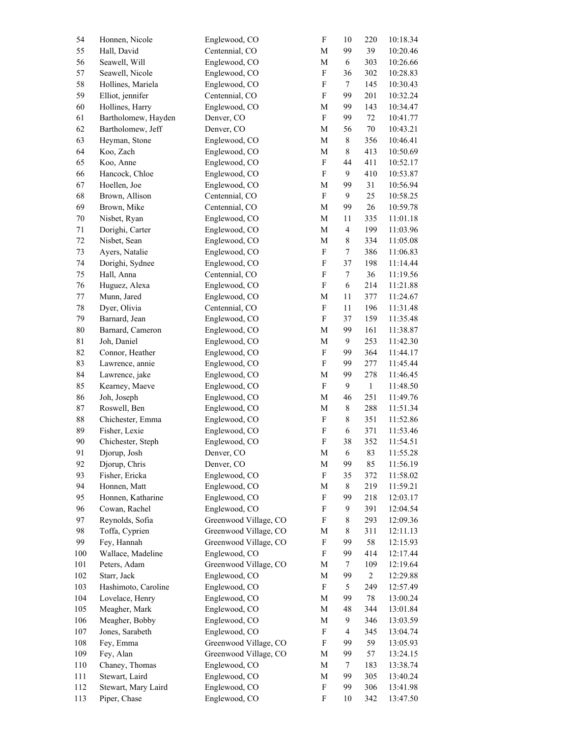| | | | | | | |
|---|---|---|---|---|---|---|
| 54 | Honnen, Nicole | Englewood, CO | F | 10 | 220 | 10:18.34 |
| 55 | Hall, David | Centennial, CO | M | 99 | 39 | 10:20.46 |
| 56 | Seawell, Will | Englewood, CO | M | 6 | 303 | 10:26.66 |
| 57 | Seawell, Nicole | Englewood, CO | F | 36 | 302 | 10:28.83 |
| 58 | Hollines, Mariela | Englewood, CO | F | 7 | 145 | 10:30.43 |
| 59 | Elliot, jennifer | Centennial, CO | F | 99 | 201 | 10:32.24 |
| 60 | Hollines, Harry | Englewood, CO | M | 99 | 143 | 10:34.47 |
| 61 | Bartholomew, Hayden | Denver, CO | F | 99 | 72 | 10:41.77 |
| 62 | Bartholomew, Jeff | Denver, CO | M | 56 | 70 | 10:43.21 |
| 63 | Heyman, Stone | Englewood, CO | M | 8 | 356 | 10:46.41 |
| 64 | Koo, Zach | Englewood, CO | M | 8 | 413 | 10:50.69 |
| 65 | Koo, Anne | Englewood, CO | F | 44 | 411 | 10:52.17 |
| 66 | Hancock, Chloe | Englewood, CO | F | 9 | 410 | 10:53.87 |
| 67 | Hoellen, Joe | Englewood, CO | M | 99 | 31 | 10:56.94 |
| 68 | Brown, Allison | Centennial, CO | F | 9 | 25 | 10:58.25 |
| 69 | Brown, Mike | Centennial, CO | M | 99 | 26 | 10:59.78 |
| 70 | Nisbet, Ryan | Englewood, CO | M | 11 | 335 | 11:01.18 |
| 71 | Dorighi, Carter | Englewood, CO | M | 4 | 199 | 11:03.96 |
| 72 | Nisbet, Sean | Englewood, CO | M | 8 | 334 | 11:05.08 |
| 73 | Ayers, Natalie | Englewood, CO | F | 7 | 386 | 11:06.83 |
| 74 | Dorighi, Sydnee | Englewood, CO | F | 37 | 198 | 11:14.44 |
| 75 | Hall, Anna | Centennial, CO | F | 7 | 36 | 11:19.56 |
| 76 | Huguez, Alexa | Englewood, CO | F | 6 | 214 | 11:21.88 |
| 77 | Munn, Jared | Englewood, CO | M | 11 | 377 | 11:24.67 |
| 78 | Dyer, Olivia | Centennial, CO | F | 11 | 196 | 11:31.48 |
| 79 | Barnard, Jean | Englewood, CO | F | 37 | 159 | 11:35.48 |
| 80 | Barnard, Cameron | Englewood, CO | M | 99 | 161 | 11:38.87 |
| 81 | Joh, Daniel | Englewood, CO | M | 9 | 253 | 11:42.30 |
| 82 | Connor, Heather | Englewood, CO | F | 99 | 364 | 11:44.17 |
| 83 | Lawrence, annie | Englewood, CO | F | 99 | 277 | 11:45.44 |
| 84 | Lawrence, jake | Englewood, CO | M | 99 | 278 | 11:46.45 |
| 85 | Kearney, Maeve | Englewood, CO | F | 9 | 1 | 11:48.50 |
| 86 | Joh, Joseph | Englewood, CO | M | 46 | 251 | 11:49.76 |
| 87 | Roswell, Ben | Englewood, CO | M | 8 | 288 | 11:51.34 |
| 88 | Chichester, Emma | Englewood, CO | F | 8 | 351 | 11:52.86 |
| 89 | Fisher, Lexie | Englewood, CO | F | 6 | 371 | 11:53.46 |
| 90 | Chichester, Steph | Englewood, CO | F | 38 | 352 | 11:54.51 |
| 91 | Djorup, Josh | Denver, CO | M | 6 | 83 | 11:55.28 |
| 92 | Djorup, Chris | Denver, CO | M | 99 | 85 | 11:56.19 |
| 93 | Fisher, Ericka | Englewood, CO | F | 35 | 372 | 11:58.02 |
| 94 | Honnen, Matt | Englewood, CO | M | 8 | 219 | 11:59.21 |
| 95 | Honnen, Katharine | Englewood, CO | F | 99 | 218 | 12:03.17 |
| 96 | Cowan, Rachel | Englewood, CO | F | 9 | 391 | 12:04.54 |
| 97 | Reynolds, Sofia | Greenwood Village, CO | F | 8 | 293 | 12:09.36 |
| 98 | Toffa, Cyprien | Greenwood Village, CO | M | 8 | 311 | 12:11.13 |
| 99 | Fey, Hannah | Greenwood Village, CO | F | 99 | 58 | 12:15.93 |
| 100 | Wallace, Madeline | Englewood, CO | F | 99 | 414 | 12:17.44 |
| 101 | Peters, Adam | Greenwood Village, CO | M | 7 | 109 | 12:19.64 |
| 102 | Starr, Jack | Englewood, CO | M | 99 | 2 | 12:29.88 |
| 103 | Hashimoto, Caroline | Englewood, CO | F | 5 | 249 | 12:57.49 |
| 104 | Lovelace, Henry | Englewood, CO | M | 99 | 78 | 13:00.24 |
| 105 | Meagher, Mark | Englewood, CO | M | 48 | 344 | 13:01.84 |
| 106 | Meagher, Bobby | Englewood, CO | M | 9 | 346 | 13:03.59 |
| 107 | Jones, Sarabeth | Englewood, CO | F | 4 | 345 | 13:04.74 |
| 108 | Fey, Emma | Greenwood Village, CO | F | 99 | 59 | 13:05.93 |
| 109 | Fey, Alan | Greenwood Village, CO | M | 99 | 57 | 13:24.15 |
| 110 | Chaney, Thomas | Englewood, CO | M | 7 | 183 | 13:38.74 |
| 111 | Stewart, Laird | Englewood, CO | M | 99 | 305 | 13:40.24 |
| 112 | Stewart, Mary Laird | Englewood, CO | F | 99 | 306 | 13:41.98 |
| 113 | Piper, Chase | Englewood, CO | F | 10 | 342 | 13:47.50 |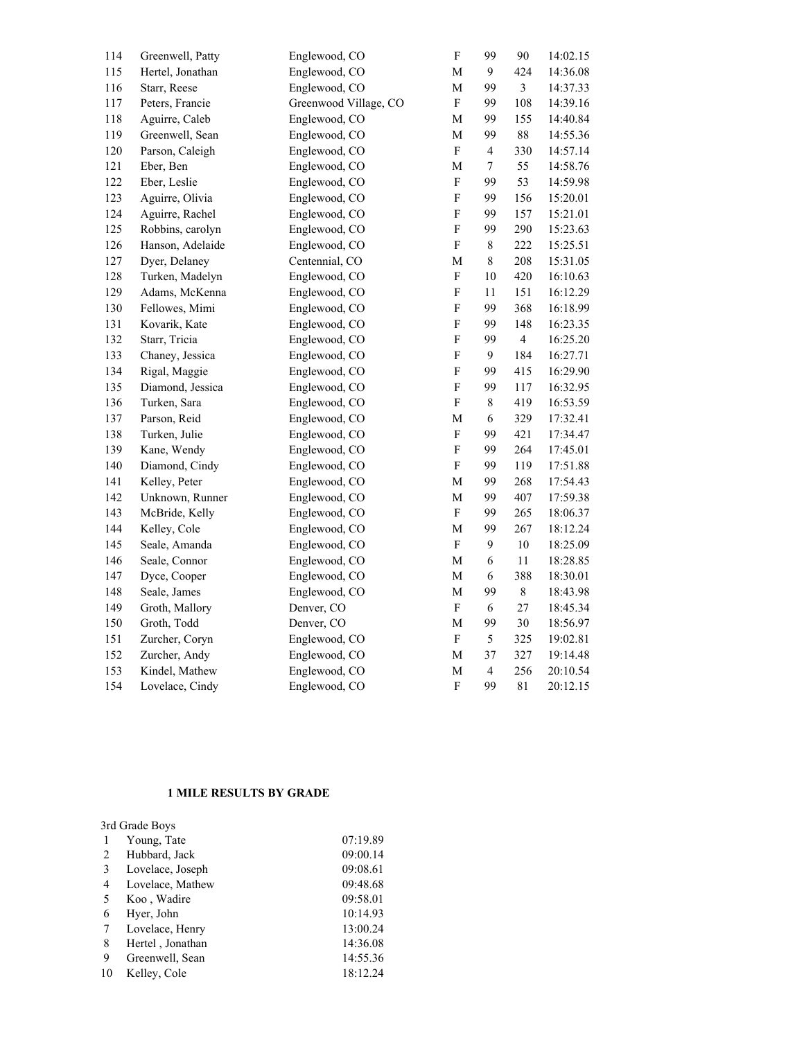| | | | | | | |
|---|---|---|---|---|---|---|
| 114 | Greenwell, Patty | Englewood, CO | F | 99 | 90 | 14:02.15 |
| 115 | Hertel, Jonathan | Englewood, CO | M | 9 | 424 | 14:36.08 |
| 116 | Starr, Reese | Englewood, CO | M | 99 | 3 | 14:37.33 |
| 117 | Peters, Francie | Greenwood Village, CO | F | 99 | 108 | 14:39.16 |
| 118 | Aguirre, Caleb | Englewood, CO | M | 99 | 155 | 14:40.84 |
| 119 | Greenwell, Sean | Englewood, CO | M | 99 | 88 | 14:55.36 |
| 120 | Parson, Caleigh | Englewood, CO | F | 4 | 330 | 14:57.14 |
| 121 | Eber, Ben | Englewood, CO | M | 7 | 55 | 14:58.76 |
| 122 | Eber, Leslie | Englewood, CO | F | 99 | 53 | 14:59.98 |
| 123 | Aguirre, Olivia | Englewood, CO | F | 99 | 156 | 15:20.01 |
| 124 | Aguirre, Rachel | Englewood, CO | F | 99 | 157 | 15:21.01 |
| 125 | Robbins, carolyn | Englewood, CO | F | 99 | 290 | 15:23.63 |
| 126 | Hanson, Adelaide | Englewood, CO | F | 8 | 222 | 15:25.51 |
| 127 | Dyer, Delaney | Centennial, CO | M | 8 | 208 | 15:31.05 |
| 128 | Turken, Madelyn | Englewood, CO | F | 10 | 420 | 16:10.63 |
| 129 | Adams, McKenna | Englewood, CO | F | 11 | 151 | 16:12.29 |
| 130 | Fellowes, Mimi | Englewood, CO | F | 99 | 368 | 16:18.99 |
| 131 | Kovarik, Kate | Englewood, CO | F | 99 | 148 | 16:23.35 |
| 132 | Starr, Tricia | Englewood, CO | F | 99 | 4 | 16:25.20 |
| 133 | Chaney, Jessica | Englewood, CO | F | 9 | 184 | 16:27.71 |
| 134 | Rigal, Maggie | Englewood, CO | F | 99 | 415 | 16:29.90 |
| 135 | Diamond, Jessica | Englewood, CO | F | 99 | 117 | 16:32.95 |
| 136 | Turken, Sara | Englewood, CO | F | 8 | 419 | 16:53.59 |
| 137 | Parson, Reid | Englewood, CO | M | 6 | 329 | 17:32.41 |
| 138 | Turken, Julie | Englewood, CO | F | 99 | 421 | 17:34.47 |
| 139 | Kane, Wendy | Englewood, CO | F | 99 | 264 | 17:45.01 |
| 140 | Diamond, Cindy | Englewood, CO | F | 99 | 119 | 17:51.88 |
| 141 | Kelley, Peter | Englewood, CO | M | 99 | 268 | 17:54.43 |
| 142 | Unknown, Runner | Englewood, CO | M | 99 | 407 | 17:59.38 |
| 143 | McBride, Kelly | Englewood, CO | F | 99 | 265 | 18:06.37 |
| 144 | Kelley, Cole | Englewood, CO | M | 99 | 267 | 18:12.24 |
| 145 | Seale, Amanda | Englewood, CO | F | 9 | 10 | 18:25.09 |
| 146 | Seale, Connor | Englewood, CO | M | 6 | 11 | 18:28.85 |
| 147 | Dyce, Cooper | Englewood, CO | M | 6 | 388 | 18:30.01 |
| 148 | Seale, James | Englewood, CO | M | 99 | 8 | 18:43.98 |
| 149 | Groth, Mallory | Denver, CO | F | 6 | 27 | 18:45.34 |
| 150 | Groth, Todd | Denver, CO | M | 99 | 30 | 18:56.97 |
| 151 | Zurcher, Coryn | Englewood, CO | F | 5 | 325 | 19:02.81 |
| 152 | Zurcher, Andy | Englewood, CO | M | 37 | 327 | 19:14.48 |
| 153 | Kindel, Mathew | Englewood, CO | M | 4 | 256 | 20:10.54 |
| 154 | Lovelace, Cindy | Englewood, CO | F | 99 | 81 | 20:12.15 |

**1 MILE RESULTS BY GRADE**

3rd Grade Boys

| | | |
|---|---|---|
| 1 | Young, Tate | 07:19.89 |
| 2 | Hubbard, Jack | 09:00.14 |
| 3 | Lovelace, Joseph | 09:08.61 |
| 4 | Lovelace, Mathew | 09:48.68 |
| 5 | Koo , Wadire | 09:58.01 |
| 6 | Hyer, John | 10:14.93 |
| 7 | Lovelace, Henry | 13:00.24 |
| 8 | Hertel , Jonathan | 14:36.08 |
| 9 | Greenwell, Sean | 14:55.36 |
| 10 | Kelley, Cole | 18:12.24 |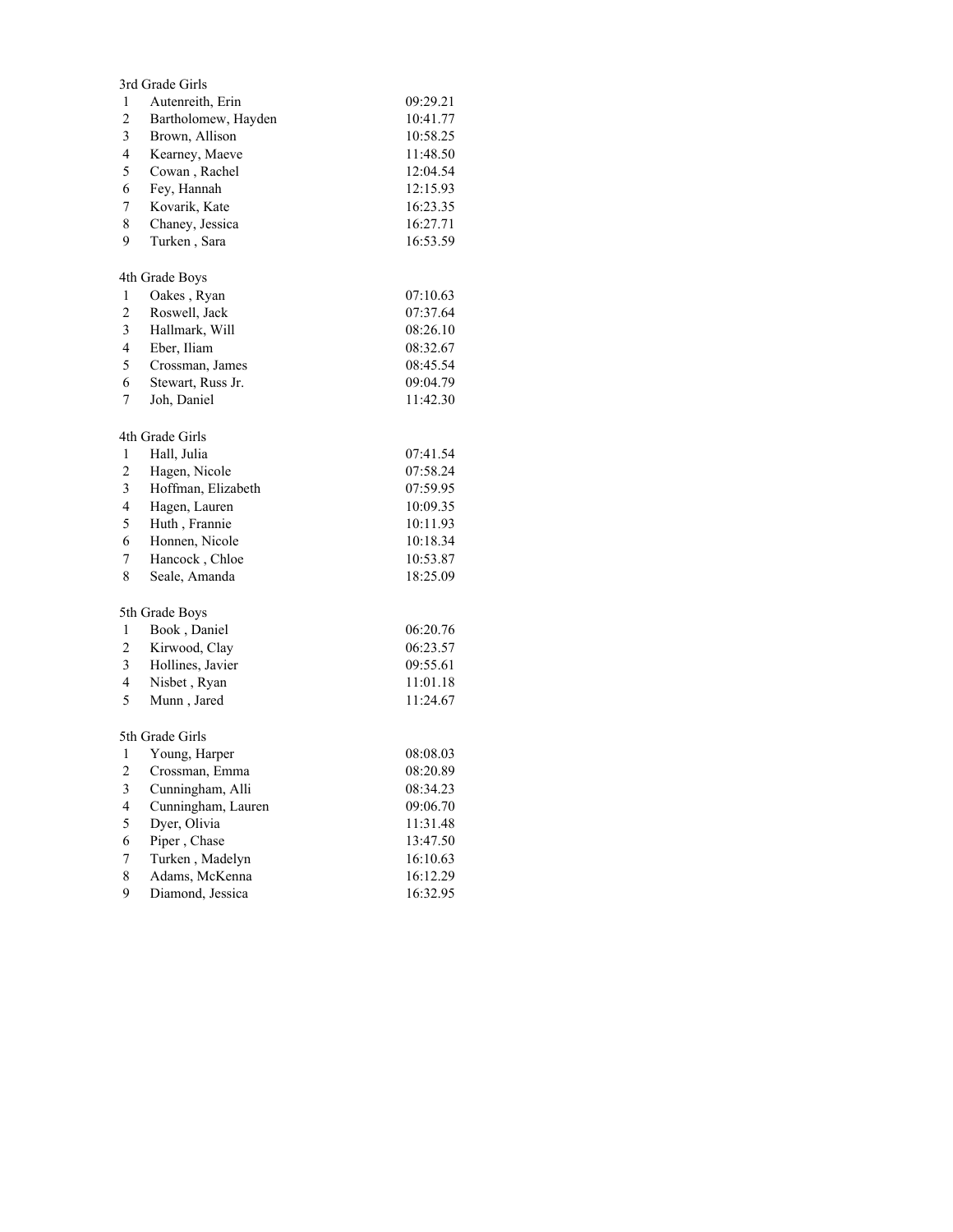3rd Grade Girls

| | | |
|---|---|---|
| 1 | Autenreith, Erin | 09:29.21 |
| 2 | Bartholomew, Hayden | 10:41.77 |
| 3 | Brown, Allison | 10:58.25 |
| 4 | Kearney, Maeve | 11:48.50 |
| 5 | Cowan , Rachel | 12:04.54 |
| 6 | Fey, Hannah | 12:15.93 |
| 7 | Kovarik, Kate | 16:23.35 |
| 8 | Chaney, Jessica | 16:27.71 |
| 9 | Turken , Sara | 16:53.59 |

4th Grade Boys

| | | |
|---|---|---|
| 1 | Oakes , Ryan | 07:10.63 |
| 2 | Roswell, Jack | 07:37.64 |
| 3 | Hallmark, Will | 08:26.10 |
| 4 | Eber, Iliam | 08:32.67 |
| 5 | Crossman, James | 08:45.54 |
| 6 | Stewart, Russ Jr. | 09:04.79 |
| 7 | Joh, Daniel | 11:42.30 |

4th Grade Girls

| | | |
|---|---|---|
| 1 | Hall, Julia | 07:41.54 |
| 2 | Hagen, Nicole | 07:58.24 |
| 3 | Hoffman, Elizabeth | 07:59.95 |
| 4 | Hagen, Lauren | 10:09.35 |
| 5 | Huth , Frannie | 10:11.93 |
| 6 | Honnen, Nicole | 10:18.34 |
| 7 | Hancock , Chloe | 10:53.87 |
| 8 | Seale, Amanda | 18:25.09 |

5th Grade Boys

| | | |
|---|---|---|
| 1 | Book , Daniel | 06:20.76 |
| 2 | Kirwood, Clay | 06:23.57 |
| 3 | Hollines, Javier | 09:55.61 |
| 4 | Nisbet , Ryan | 11:01.18 |
| 5 | Munn , Jared | 11:24.67 |

5th Grade Girls

| | | |
|---|---|---|
| 1 | Young, Harper | 08:08.03 |
| 2 | Crossman, Emma | 08:20.89 |
| 3 | Cunningham, Alli | 08:34.23 |
| 4 | Cunningham, Lauren | 09:06.70 |
| 5 | Dyer, Olivia | 11:31.48 |
| 6 | Piper , Chase | 13:47.50 |
| 7 | Turken , Madelyn | 16:10.63 |
| 8 | Adams, McKenna | 16:12.29 |
| 9 | Diamond, Jessica | 16:32.95 |